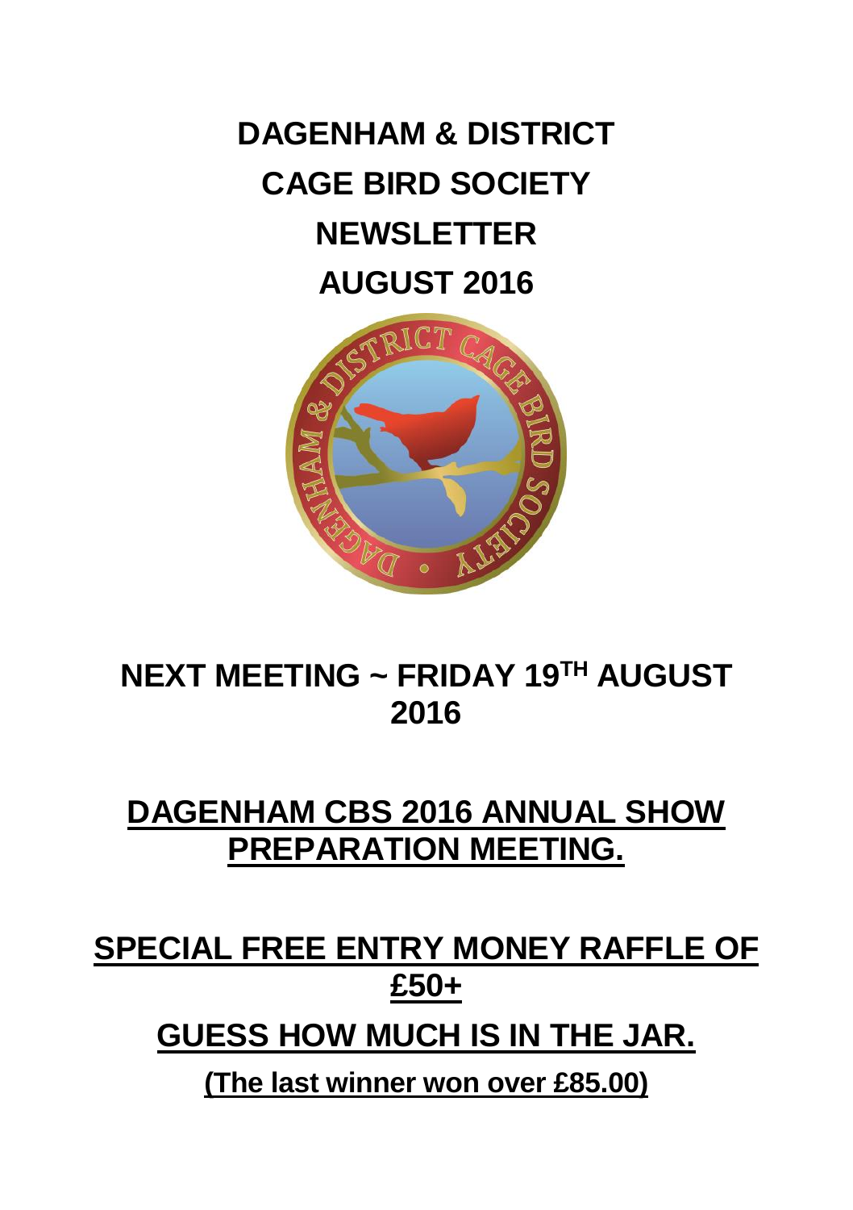# DAGENHAM & DISTRICT CAGE BIRD SOCIETY NEWSLETTER AUGUST 2016

## NEXT MEETING ~ FRIDAY 19TH AUGUST 2016

## DAGENHAM CBS 2016 ANNUAL SHOW PREPARATION MEETING.

## SPECIAL FREE ENTRY MONEY RAFFLE OF £50+

## GUESS HOW MUCH IS IN THE JAR.

**(The last winner won over £85.00)**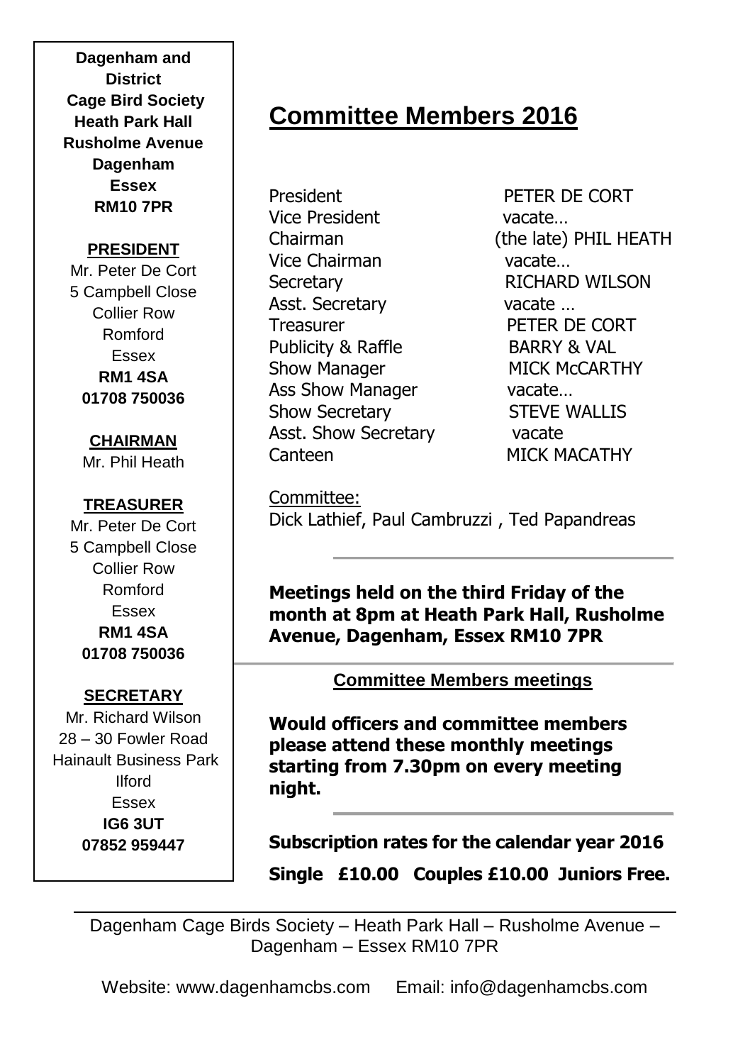**Dagenham and District Cage Bird Society**
**Heath Park Hall**
**Rusholme Avenue**
**Dagenham**
**Essex**
**RM10 7PR**

**PRESIDENT**

Mr. Peter De Cort
5 Campbell Close
Collier Row
Romford
Essex
**RM1 4SA**
**01708 750036**

**CHAIRMAN**

Mr. Phil Heath

**TREASURER**

Mr. Peter De Cort
5 Campbell Close
Collier Row
Romford
Essex
**RM1 4SA**
**01708 750036**

**SECRETARY**

Mr. Richard Wilson
28 – 30 Fowler Road
Hainault Business Park
Ilford
Essex
**IG6 3UT**
**07852 959447**

# Committee Members 2016

| | |
|---|---|
| President | PETER DE CORT |
| Vice President | vacate… |
| Chairman | (the late) PHIL HEATH |
| Vice Chairman | vacate… |
| Secretary | RICHARD WILSON |
| Asst. Secretary | vacate … |
| Treasurer | PETER DE CORT |
| Publicity & Raffle | BARRY & VAL |
| Show Manager | MICK McCARTHY |
| Ass Show Manager | vacate… |
| Show Secretary | STEVE WALLIS |
| Asst. Show Secretary | vacate |
| Canteen | MICK MACATHY |

Committee:
Dick Lathief, Paul Cambruzzi , Ted Papandreas

**Meetings held on the third Friday of the month at 8pm at Heath Park Hall, Rusholme Avenue, Dagenham, Essex RM10 7PR**

**Committee Members meetings**

**Would officers and committee members please attend these monthly meetings starting from 7.30pm on every meeting night.**

**Subscription rates for the calendar year 2016**

**Single £10.00 Couples £10.00 Juniors Free.**

Dagenham Cage Birds Society – Heath Park Hall – Rusholme Avenue – Dagenham – Essex RM10 7PR

Website: www.dagenhamcbs.com Email: info@dagenhamcbs.com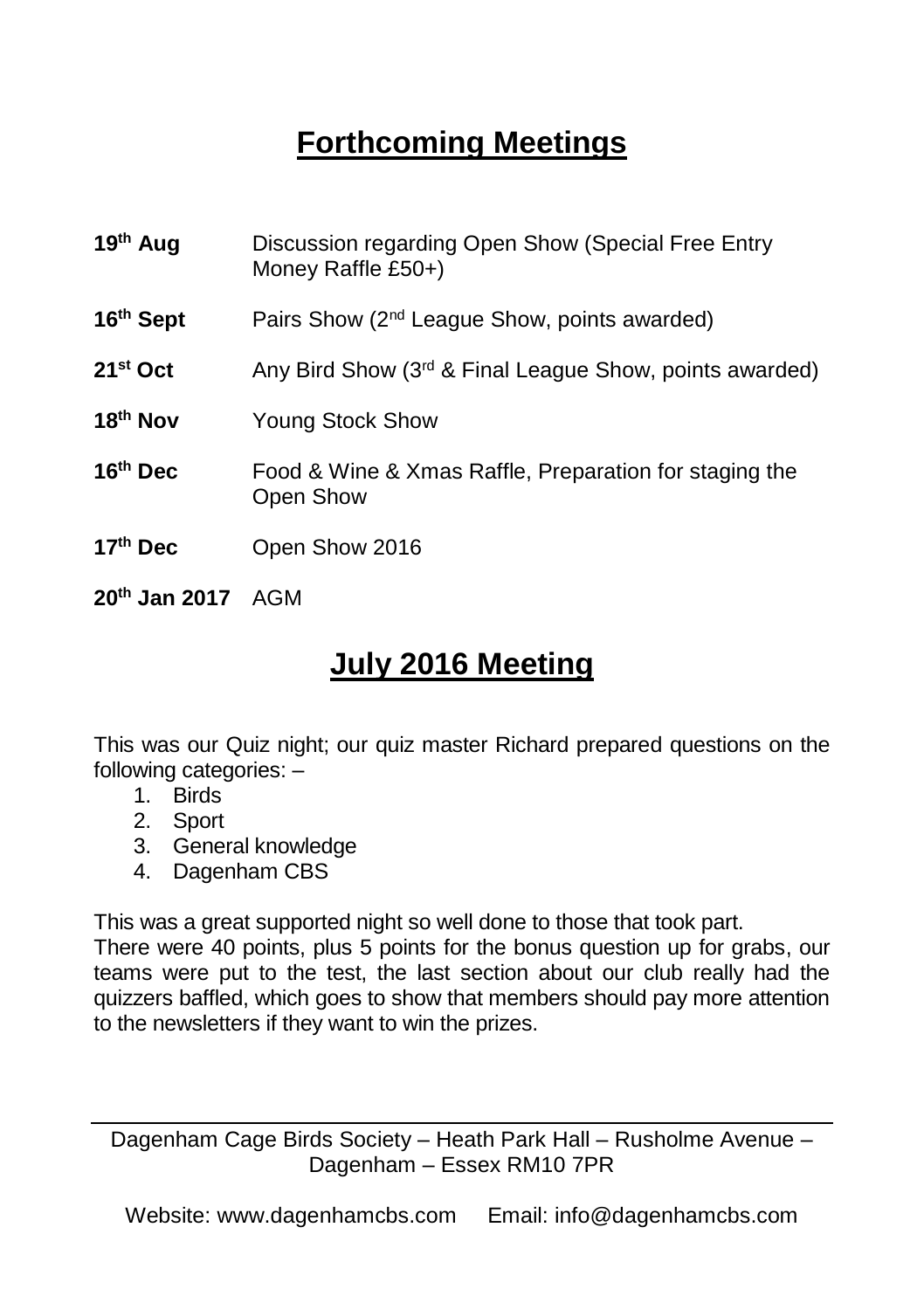## Forthcoming Meetings

| | |
|---|---|
| **19th Aug** | Discussion regarding Open Show (Special Free Entry Money Raffle £50+) |
| **16th Sept** | Pairs Show (2nd League Show, points awarded) |
| **21st Oct** | Any Bird Show (3rd & Final League Show, points awarded) |
| **18th Nov** | Young Stock Show |
| **16th Dec** | Food & Wine & Xmas Raffle, Preparation for staging the Open Show |
| **17th Dec** | Open Show 2016 |
| **20th Jan 2017** | AGM |

## July 2016 Meeting

This was our Quiz night; our quiz master Richard prepared questions on the following categories: –

1. Birds
2. Sport
3. General knowledge
4. Dagenham CBS

This was a great supported night so well done to those that took part.
There were 40 points, plus 5 points for the bonus question up for grabs, our teams were put to the test, the last section about our club really had the quizzers baffled, which goes to show that members should pay more attention to the newsletters if they want to win the prizes.

Dagenham Cage Birds Society – Heath Park Hall – Rusholme Avenue – Dagenham – Essex RM10 7PR

Website: www.dagenhamcbs.com  Email: info@dagenhamcbs.com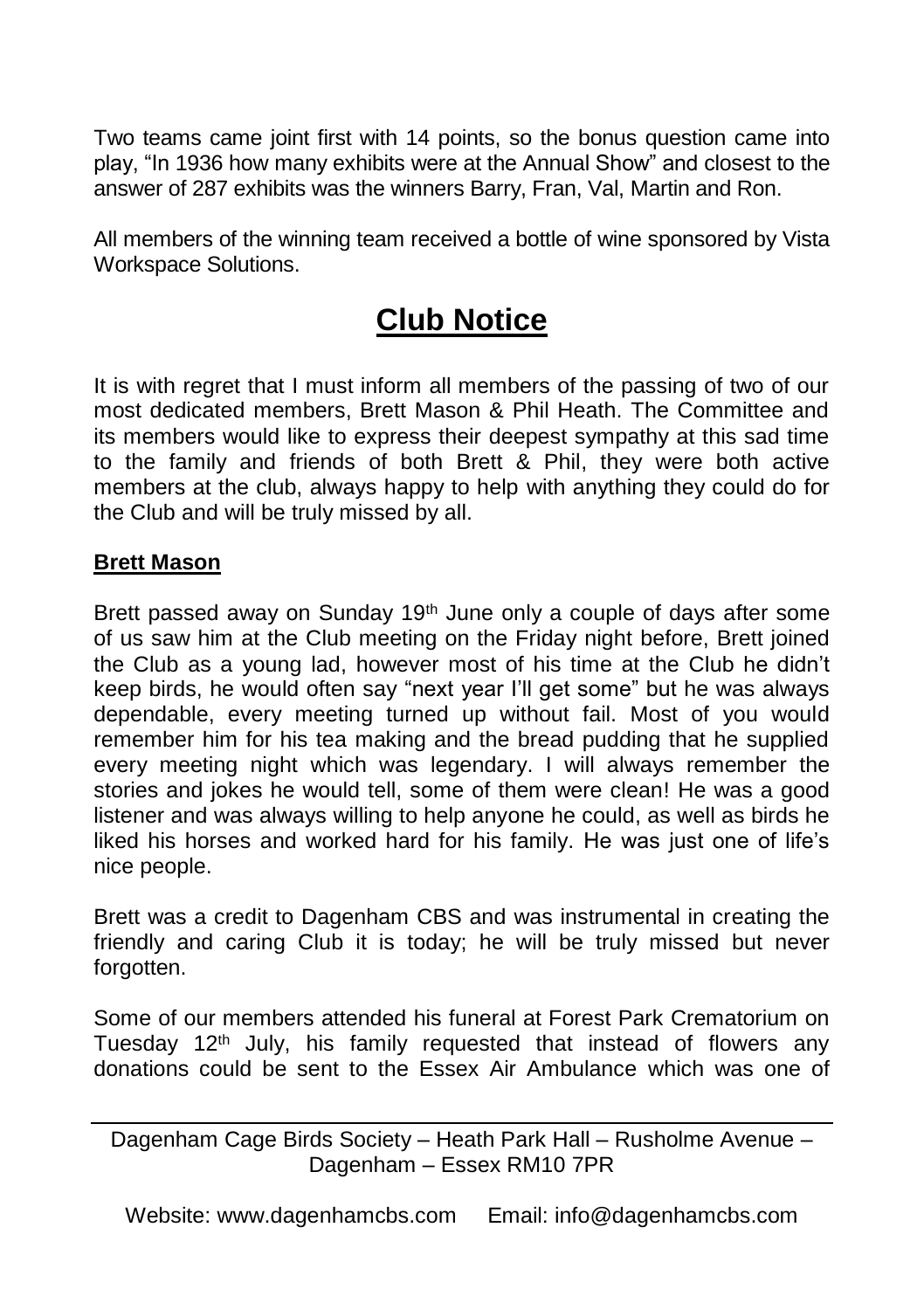Two teams came joint first with 14 points, so the bonus question came into play, "In 1936 how many exhibits were at the Annual Show" and closest to the answer of 287 exhibits was the winners Barry, Fran, Val, Martin and Ron.

All members of the winning team received a bottle of wine sponsored by Vista Workspace Solutions.

# Club Notice

It is with regret that I must inform all members of the passing of two of our most dedicated members, Brett Mason & Phil Heath. The Committee and its members would like to express their deepest sympathy at this sad time to the family and friends of both Brett & Phil, they were both active members at the club, always happy to help with anything they could do for the Club and will be truly missed by all.

**Brett Mason**

Brett passed away on Sunday 19th June only a couple of days after some of us saw him at the Club meeting on the Friday night before, Brett joined the Club as a young lad, however most of his time at the Club he didn't keep birds, he would often say "next year I'll get some" but he was always dependable, every meeting turned up without fail. Most of you would remember him for his tea making and the bread pudding that he supplied every meeting night which was legendary. I will always remember the stories and jokes he would tell, some of them were clean! He was a good listener and was always willing to help anyone he could, as well as birds he liked his horses and worked hard for his family. He was just one of life's nice people.

Brett was a credit to Dagenham CBS and was instrumental in creating the friendly and caring Club it is today; he will be truly missed but never forgotten.

Some of our members attended his funeral at Forest Park Crematorium on Tuesday 12th July, his family requested that instead of flowers any donations could be sent to the Essex Air Ambulance which was one of

Dagenham Cage Birds Society – Heath Park Hall – Rusholme Avenue – Dagenham – Essex RM10 7PR

Website: www.dagenhamcbs.com Email: info@dagenhamcbs.com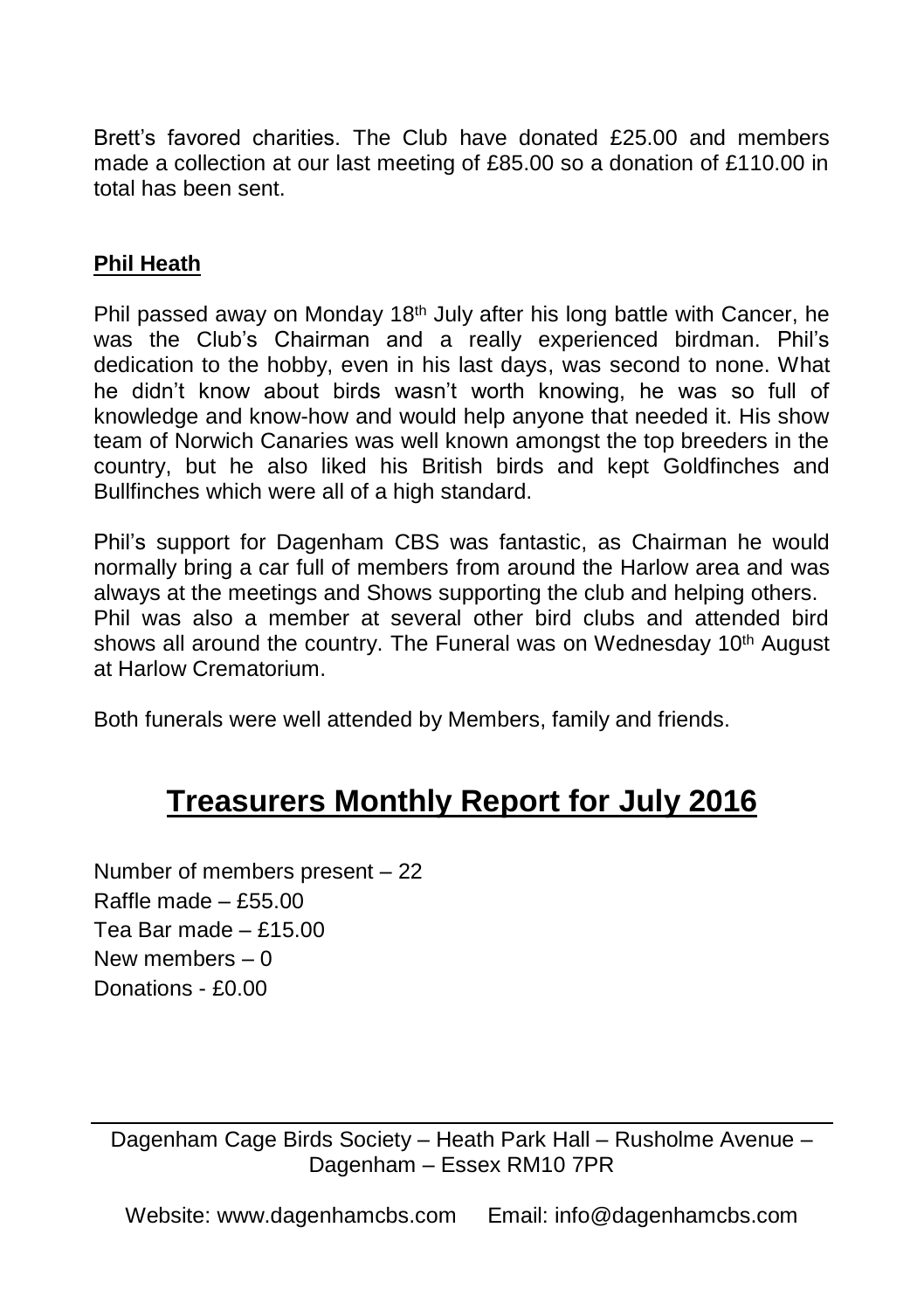Brett's favored charities. The Club have donated £25.00 and members made a collection at our last meeting of £85.00 so a donation of £110.00 in total has been sent.

**Phil Heath**

Phil passed away on Monday 18th July after his long battle with Cancer, he was the Club's Chairman and a really experienced birdman. Phil's dedication to the hobby, even in his last days, was second to none. What he didn't know about birds wasn't worth knowing, he was so full of knowledge and know-how and would help anyone that needed it. His show team of Norwich Canaries was well known amongst the top breeders in the country, but he also liked his British birds and kept Goldfinches and Bullfinches which were all of a high standard.

Phil's support for Dagenham CBS was fantastic, as Chairman he would normally bring a car full of members from around the Harlow area and was always at the meetings and Shows supporting the club and helping others. Phil was also a member at several other bird clubs and attended bird shows all around the country. The Funeral was on Wednesday 10th August at Harlow Crematorium.

Both funerals were well attended by Members, family and friends.

# Treasurers Monthly Report for July 2016

Number of members present – 22
Raffle made – £55.00
Tea Bar made – £15.00
New members – 0
Donations - £0.00

Dagenham Cage Birds Society – Heath Park Hall – Rusholme Avenue – Dagenham – Essex RM10 7PR

Website: www.dagenhamcbs.com Email: info@dagenhamcbs.com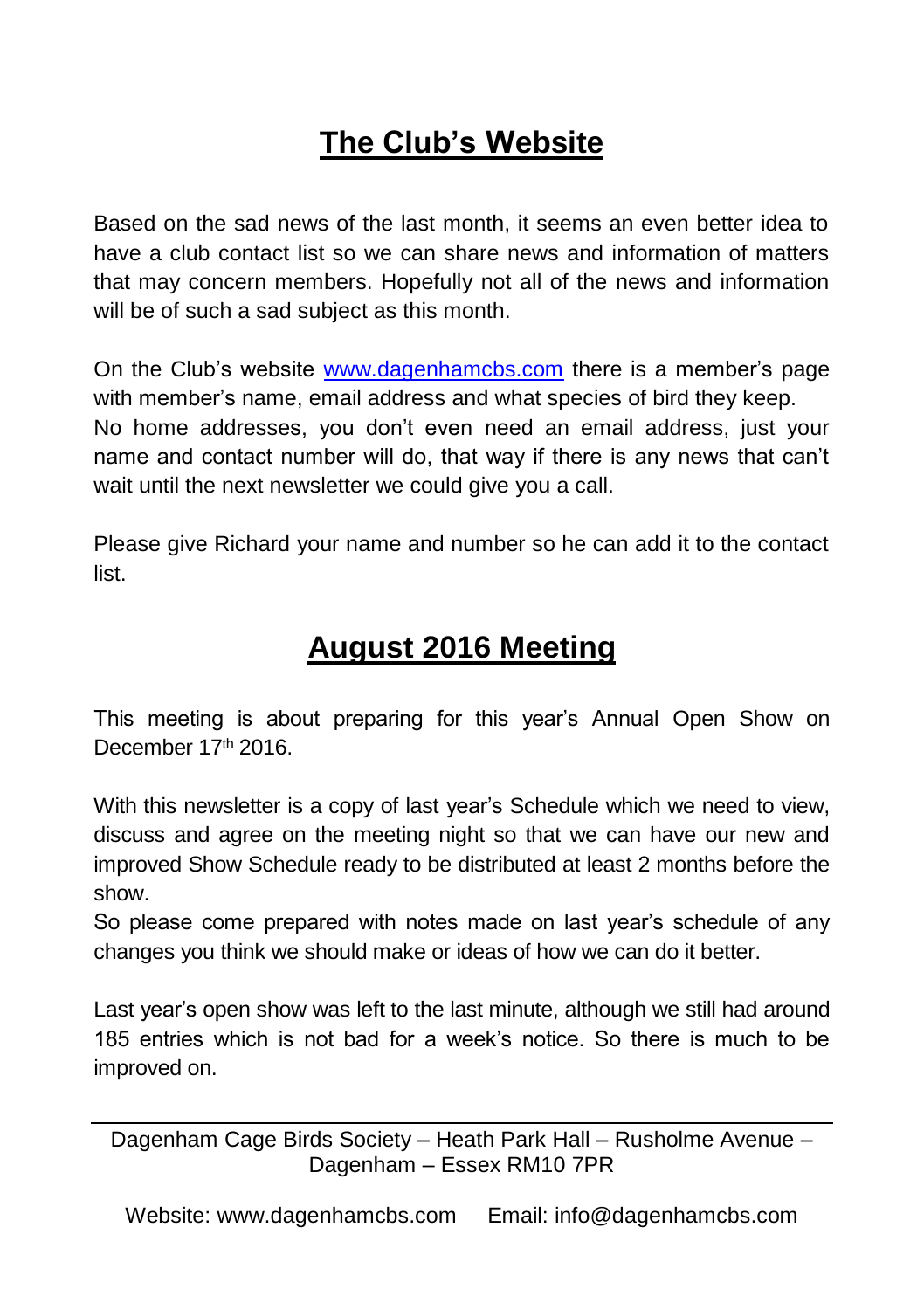# The Club's Website

Based on the sad news of the last month, it seems an even better idea to have a club contact list so we can share news and information of matters that may concern members. Hopefully not all of the news and information will be of such a sad subject as this month.

On the Club's website www.dagenhamcbs.com there is a member's page with member's name, email address and what species of bird they keep. No home addresses, you don't even need an email address, just your name and contact number will do, that way if there is any news that can't wait until the next newsletter we could give you a call.

Please give Richard your name and number so he can add it to the contact list.

# August 2016 Meeting

This meeting is about preparing for this year's Annual Open Show on December 17th 2016.

With this newsletter is a copy of last year's Schedule which we need to view, discuss and agree on the meeting night so that we can have our new and improved Show Schedule ready to be distributed at least 2 months before the show.

So please come prepared with notes made on last year's schedule of any changes you think we should make or ideas of how we can do it better.

Last year's open show was left to the last minute, although we still had around 185 entries which is not bad for a week's notice. So there is much to be improved on.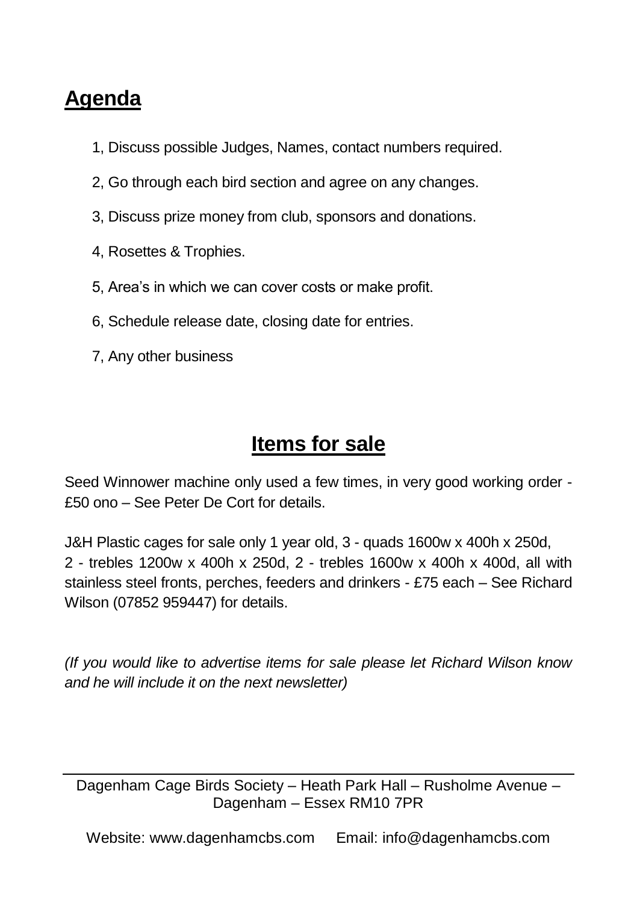## Agenda

1, Discuss possible Judges, Names, contact numbers required.

2, Go through each bird section and agree on any changes.

3, Discuss prize money from club, sponsors and donations.

4, Rosettes & Trophies.

5, Area's in which we can cover costs or make profit.

6, Schedule release date, closing date for entries.

7, Any other business

## Items for sale

Seed Winnower machine only used a few times, in very good working order - £50 ono – See Peter De Cort for details.

J&H Plastic cages for sale only 1 year old, 3 - quads 1600w x 400h x 250d, 2 - trebles 1200w x 400h x 250d, 2 - trebles 1600w x 400h x 400d, all with stainless steel fronts, perches, feeders and drinkers - £75 each – See Richard Wilson (07852 959447) for details.

*(If you would like to advertise items for sale please let Richard Wilson know and he will include it on the next newsletter)*

---

Dagenham Cage Birds Society – Heath Park Hall – Rusholme Avenue – Dagenham – Essex RM10 7PR

Website: www.dagenhamcbs.com     Email: info@dagenhamcbs.com